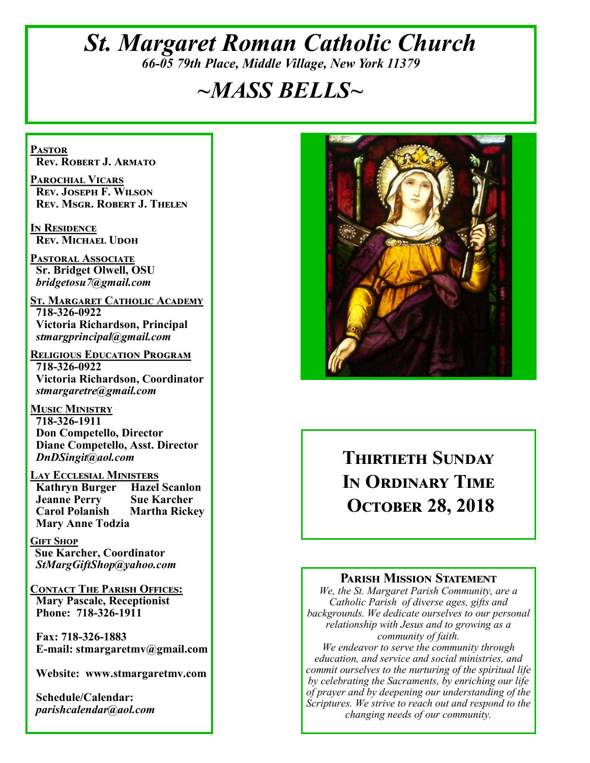# *St. Margaret Roman Catholic Church*

*66-05 79th Place, Middle Village, New York 11379*

# *~MASS BELLS~*

**PASTOR**
**Rev. Robert J. Armato**

**PAROCHIAL VICARS**
**Rev. Joseph F. Wilson**
**Rev. Msgr. Robert J. Thelen**

**IN RESIDENCE**
**Rev. Michael Udoh**

**PASTORAL ASSOCIATE**
**Sr. Bridget Olwell, OSU**
*bridgetosu7@gmail.com*

**ST. MARGARET CATHOLIC ACADEMY**
**718-326-0922**
**Victoria Richardson, Principal**
*stmargprincipal@gmail.com*

**RELIGIOUS EDUCATION PROGRAM**
**718-326-0922**
**Victoria Richardson, Coordinator**
*stmargaretre@gmail.com*

**MUSIC MINISTRY**
**718-326-1911**
**Don Competello, Director**
**Diane Competello, Asst. Director**
*DnDSingit@aol.com*

**LAY ECCLESIAL MINISTERS**
**Kathryn Burger** **Hazel Scanlon**
**Jeanne Perry** **Sue Karcher**
**Carol Polanish** **Martha Rickey**
**Mary Anne Todzia**

**GIFT SHOP**
**Sue Karcher, Coordinator**
*StMargGiftShop@yahoo.com*

**CONTACT THE PARISH OFFICES:**
**Mary Pascale, Receptionist**
**Phone: 718-326-1911**

**Fax: 718-326-1883**
**E-mail: stmargaretmv@gmail.com**

**Website: www.stmargaretmv.com**

**Schedule/Calendar:**
*parishcalendar@aol.com*

## Thirtieth Sunday In Ordinary Time October 28, 2018

### Parish Mission Statement

*We, the St. Margaret Parish Community, are a Catholic Parish of diverse ages, gifts and backgrounds. We dedicate ourselves to our personal relationship with Jesus and to growing as a community of faith.*

*We endeavor to serve the community through education, and service and social ministries, and commit ourselves to the nurturing of the spiritual life by celebrating the Sacraments, by enriching our life of prayer and by deepening our understanding of the Scriptures. We strive to reach out and respond to the changing needs of our community.*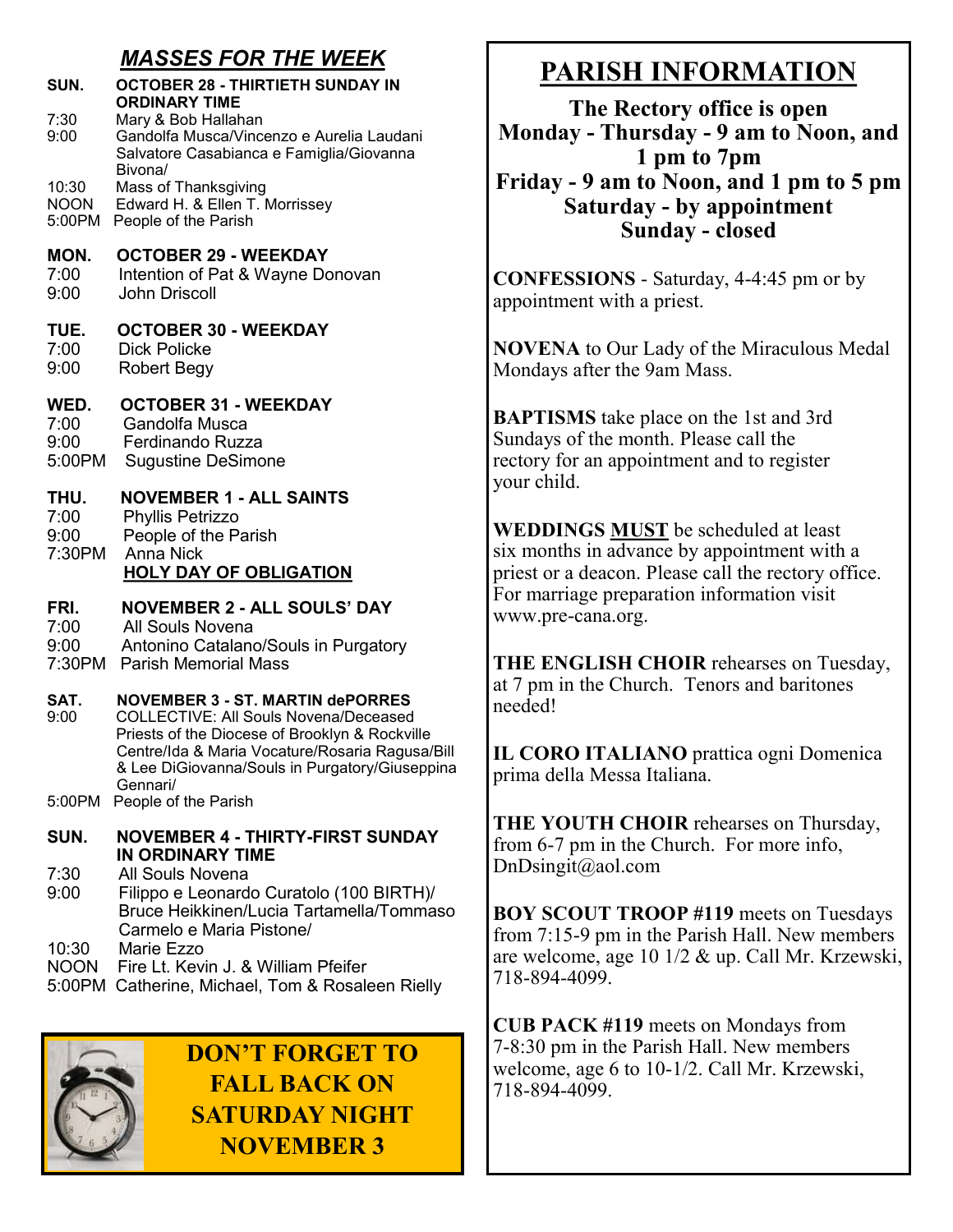## *MASSES FOR THE WEEK*

**SUN. OCTOBER 28 - THIRTIETH SUNDAY IN ORDINARY TIME**

7:30 Mary & Bob Hallahan
9:00 Gandolfa Musca/Vincenzo e Aurelia Laudani Salvatore Casabianca e Famiglia/Giovanna Bivona/
10:30 Mass of Thanksgiving
NOON Edward H. & Ellen T. Morrissey
5:00PM People of the Parish

**MON. OCTOBER 29 - WEEKDAY**

7:00 Intention of Pat & Wayne Donovan
9:00 John Driscoll

**TUE. OCTOBER 30 - WEEKDAY**

7:00 Dick Policke
9:00 Robert Begy

**WED. OCTOBER 31 - WEEKDAY**

7:00 Gandolfa Musca
9:00 Ferdinando Ruzza
5:00PM Sugustine DeSimone

**THU. NOVEMBER 1 - ALL SAINTS**

7:00 Phyllis Petrizzo
9:00 People of the Parish
7:30PM Anna Nick

**HOLY DAY OF OBLIGATION**

**FRI. NOVEMBER 2 - ALL SOULS' DAY**

7:00 All Souls Novena
9:00 Antonino Catalano/Souls in Purgatory
7:30PM Parish Memorial Mass

**SAT. NOVEMBER 3 - ST. MARTIN dePORRES**

9:00 COLLECTIVE: All Souls Novena/Deceased Priests of the Diocese of Brooklyn & Rockville Centre/Ida & Maria Vocature/Rosaria Ragusa/Bill & Lee DiGiovanna/Souls in Purgatory/Giuseppina Gennari/
5:00PM People of the Parish

**SUN. NOVEMBER 4 - THIRTY-FIRST SUNDAY IN ORDINARY TIME**

7:30 All Souls Novena
9:00 Filippo e Leonardo Curatolo (100 BIRTH)/ Bruce Heikkinen/Lucia Tartamella/Tommaso Carmelo e Maria Pistone/
10:30 Marie Ezzo
NOON Fire Lt. Kevin J. & William Pfeifer
5:00PM Catherine, Michael, Tom & Rosaleen Rielly

**DON'T FORGET TO FALL BACK ON SATURDAY NIGHT NOVEMBER 3**

# PARISH INFORMATION

**The Rectory office is open**
**Monday - Thursday - 9 am to Noon, and 1 pm to 7pm**
**Friday - 9 am to Noon, and 1 pm to 5 pm**
**Saturday - by appointment**
**Sunday - closed**

**CONFESSIONS** - Saturday, 4-4:45 pm or by appointment with a priest.

**NOVENA** to Our Lady of the Miraculous Medal Mondays after the 9am Mass.

**BAPTISMS** take place on the 1st and 3rd Sundays of the month. Please call the rectory for an appointment and to register your child.

**WEDDINGS <u>MUST</u>** be scheduled at least six months in advance by appointment with a priest or a deacon. Please call the rectory office. For marriage preparation information visit www.pre-cana.org.

**THE ENGLISH CHOIR** rehearses on Tuesday, at 7 pm in the Church. Tenors and baritones needed!

**IL CORO ITALIANO** prattica ogni Domenica prima della Messa Italiana.

**THE YOUTH CHOIR** rehearses on Thursday, from 6-7 pm in the Church. For more info, DnDsingit@aol.com

**BOY SCOUT TROOP #119** meets on Tuesdays from 7:15-9 pm in the Parish Hall. New members are welcome, age 10 1/2 & up. Call Mr. Krzewski, 718-894-4099.

**CUB PACK #119** meets on Mondays from 7-8:30 pm in the Parish Hall. New members welcome, age 6 to 10-1/2. Call Mr. Krzewski, 718-894-4099.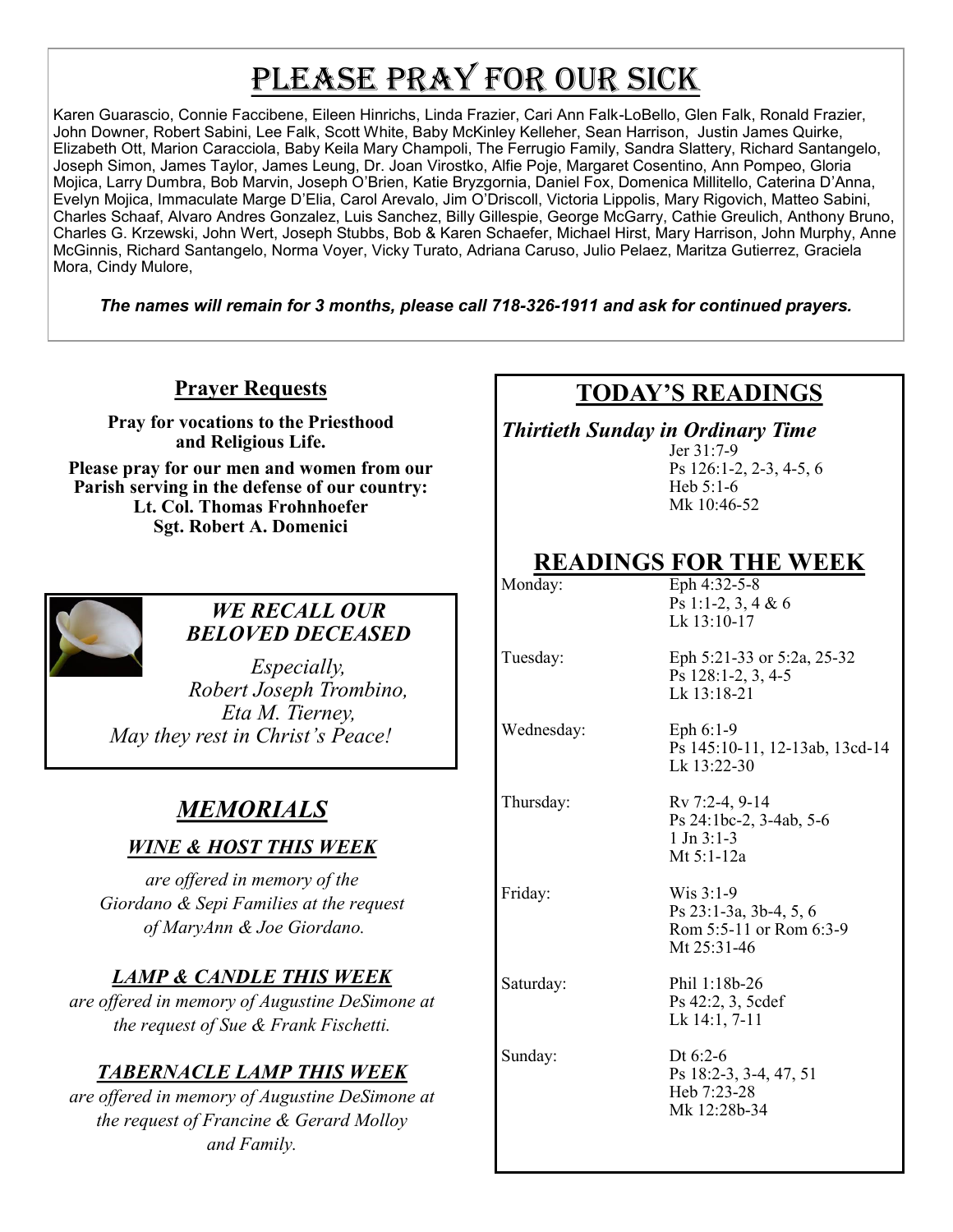# Please Pray for Our Sick

Karen Guarascio, Connie Faccibene, Eileen Hinrichs, Linda Frazier, Cari Ann Falk-LoBello, Glen Falk, Ronald Frazier, John Downer, Robert Sabini, Lee Falk, Scott White, Baby McKinley Kelleher, Sean Harrison, Justin James Quirke, Elizabeth Ott, Marion Caracciola, Baby Keila Mary Champoli, The Ferrugio Family, Sandra Slattery, Richard Santangelo, Joseph Simon, James Taylor, James Leung, Dr. Joan Virostko, Alfie Poje, Margaret Cosentino, Ann Pompeo, Gloria Mojica, Larry Dumbra, Bob Marvin, Joseph O'Brien, Katie Bryzgornia, Daniel Fox, Domenica Millitello, Caterina D'Anna, Evelyn Mojica, Immaculate Marge D'Elia, Carol Arevalo, Jim O'Driscoll, Victoria Lippolis, Mary Rigovich, Matteo Sabini, Charles Schaaf, Alvaro Andres Gonzalez, Luis Sanchez, Billy Gillespie, George McGarry, Cathie Greulich, Anthony Bruno, Charles G. Krzewski, John Wert, Joseph Stubbs, Bob & Karen Schaefer, Michael Hirst, Mary Harrison, John Murphy, Anne McGinnis, Richard Santangelo, Norma Voyer, Vicky Turato, Adriana Caruso, Julio Pelaez, Maritza Gutierrez, Graciela Mora, Cindy Mulore,

***The names will remain for 3 months, please call 718-326-1911 and ask for continued prayers.***

## Prayer Requests

**Pray for vocations to the Priesthood and Religious Life.**

**Please pray for our men and women from our Parish serving in the defense of our country:**
**Lt. Col. Thomas Frohnhoefer**
**Sgt. Robert A. Domenici**

### *WE RECALL OUR BELOVED DECEASED*

*Especially,*
*Robert Joseph Trombino,*
*Eta M. Tierney,*
*May they rest in Christ's Peace!*

## *MEMORIALS*

### *WINE & HOST THIS WEEK*

*are offered in memory of the Giordano & Sepi Families at the request of MaryAnn & Joe Giordano.*

### *LAMP & CANDLE THIS WEEK*

*are offered in memory of Augustine DeSimone at the request of Sue & Frank Fischetti.*

### *TABERNACLE LAMP THIS WEEK*

*are offered in memory of Augustine DeSimone at the request of Francine & Gerard Molloy and Family.*

## TODAY'S READINGS

***Thirtieth Sunday in Ordinary Time***

Jer 31:7-9
Ps 126:1-2, 2-3, 4-5, 6
Heb 5:1-6
Mk 10:46-52

## READINGS FOR THE WEEK

| | |
|---|---|
| Monday: | Eph 4:32-5-8<br>Ps 1:1-2, 3, 4 & 6<br>Lk 13:10-17 |
| Tuesday: | Eph 5:21-33 or 5:2a, 25-32<br>Ps 128:1-2, 3, 4-5<br>Lk 13:18-21 |
| Wednesday: | Eph 6:1-9<br>Ps 145:10-11, 12-13ab, 13cd-14<br>Lk 13:22-30 |
| Thursday: | Rv 7:2-4, 9-14<br>Ps 24:1bc-2, 3-4ab, 5-6<br>1 Jn 3:1-3<br>Mt 5:1-12a |
| Friday: | Wis 3:1-9<br>Ps 23:1-3a, 3b-4, 5, 6<br>Rom 5:5-11 or Rom 6:3-9<br>Mt 25:31-46 |
| Saturday: | Phil 1:18b-26<br>Ps 42:2, 3, 5cdef<br>Lk 14:1, 7-11 |
| Sunday: | Dt 6:2-6<br>Ps 18:2-3, 3-4, 47, 51<br>Heb 7:23-28<br>Mk 12:28b-34 |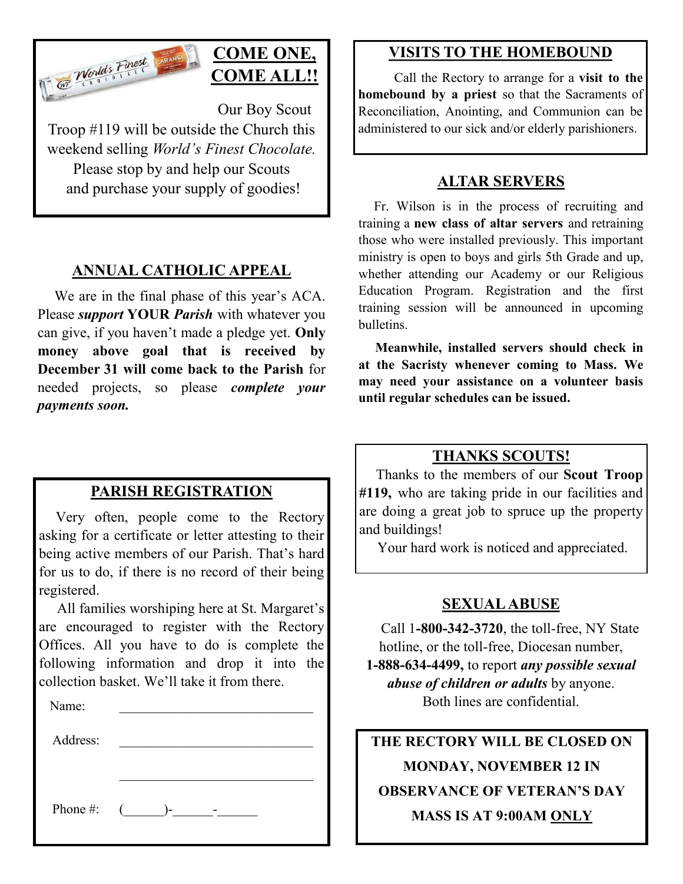## COME ONE, COME ALL!!

Our Boy Scout Troop #119 will be outside the Church this weekend selling *World's Finest Chocolate.* Please stop by and help our Scouts and purchase your supply of goodies!

## ANNUAL CATHOLIC APPEAL

We are in the final phase of this year's ACA. Please ***support*** **YOUR** ***Parish*** with whatever you can give, if you haven't made a pledge yet. **Only money above goal that is received by December 31 will come back to the Parish** for needed projects, so please ***complete your payments soon.***

## PARISH REGISTRATION

Very often, people come to the Rectory asking for a certificate or letter attesting to their being active members of our Parish. That's hard for us to do, if there is no record of their being registered.

All families worshiping here at St. Margaret's are encouraged to register with the Rectory Offices. All you have to do is complete the following information and drop it into the collection basket. We'll take it from there.

Name: ______________________________

Address: ______________________________

______________________________

Phone #: (______)-______-______

## VISITS TO THE HOMEBOUND

Call the Rectory to arrange for a **visit to the homebound by a priest** so that the Sacraments of Reconciliation, Anointing, and Communion can be administered to our sick and/or elderly parishioners.

## ALTAR SERVERS

Fr. Wilson is in the process of recruiting and training a **new class of altar servers** and retraining those who were installed previously. This important ministry is open to boys and girls 5th Grade and up, whether attending our Academy or our Religious Education Program. Registration and the first training session will be announced in upcoming bulletins.

**Meanwhile, installed servers should check in at the Sacristy whenever coming to Mass. We may need your assistance on a volunteer basis until regular schedules can be issued.**

## THANKS SCOUTS!

Thanks to the members of our **Scout Troop #119,** who are taking pride in our facilities and are doing a great job to spruce up the property and buildings!

Your hard work is noticed and appreciated.

## SEXUAL ABUSE

Call 1**-800-342-3720**, the toll-free, NY State hotline, or the toll-free, Diocesan number, **1-888-634-4499,** to report ***any possible sexual abuse of children or adults*** by anyone. Both lines are confidential.

**THE RECTORY WILL BE CLOSED ON MONDAY, NOVEMBER 12 IN OBSERVANCE OF VETERAN'S DAY**

**MASS IS AT 9:00AM <u>ONLY</u>**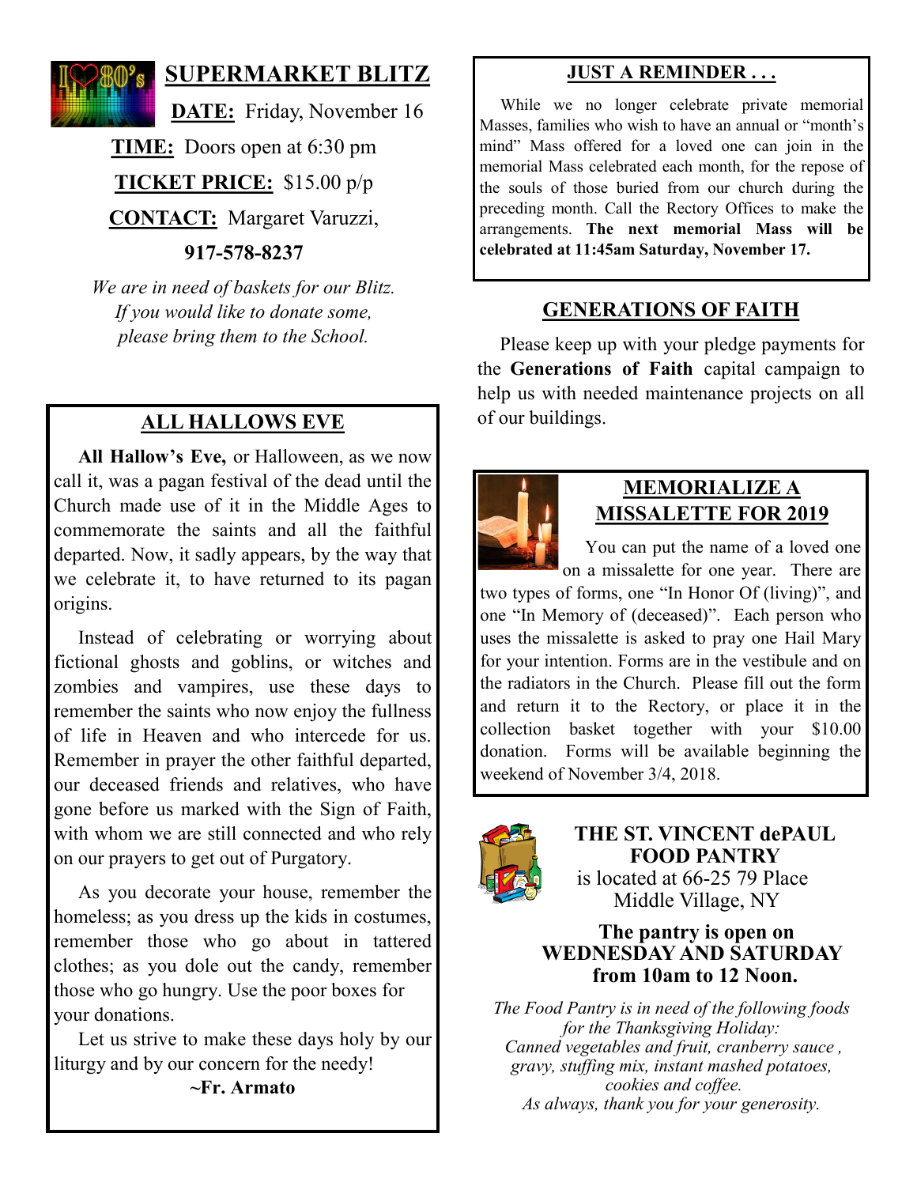## SUPERMARKET BLITZ

**DATE:** Friday, November 16

**TIME:** Doors open at 6:30 pm

**TICKET PRICE:** $15.00 p/p

**CONTACT:** Margaret Varuzzi,

**917-578-8237**

*We are in need of baskets for our Blitz. If you would like to donate some, please bring them to the School.*

## ALL HALLOWS EVE

**All Hallow's Eve,** or Halloween, as we now call it, was a pagan festival of the dead until the Church made use of it in the Middle Ages to commemorate the saints and all the faithful departed. Now, it sadly appears, by the way that we celebrate it, to have returned to its pagan origins.

Instead of celebrating or worrying about fictional ghosts and goblins, or witches and zombies and vampires, use these days to remember the saints who now enjoy the fullness of life in Heaven and who intercede for us. Remember in prayer the other faithful departed, our deceased friends and relatives, who have gone before us marked with the Sign of Faith, with whom we are still connected and who rely on our prayers to get out of Purgatory.

As you decorate your house, remember the homeless; as you dress up the kids in costumes, remember those who go about in tattered clothes; as you dole out the candy, remember those who go hungry. Use the poor boxes for your donations.

Let us strive to make these days holy by our liturgy and by our concern for the needy!

**~Fr. Armato**

## JUST A REMINDER . . .

While we no longer celebrate private memorial Masses, families who wish to have an annual or "month's mind" Mass offered for a loved one can join in the memorial Mass celebrated each month, for the repose of the souls of those buried from our church during the preceding month. Call the Rectory Offices to make the arrangements. **The next memorial Mass will be celebrated at 11:45am Saturday, November 17.**

## GENERATIONS OF FAITH

Please keep up with your pledge payments for the **Generations of Faith** capital campaign to help us with needed maintenance projects on all of our buildings.

## MEMORIALIZE A MISSALETTE FOR 2019

You can put the name of a loved one on a missalette for one year. There are two types of forms, one "In Honor Of (living)", and one "In Memory of (deceased)". Each person who uses the missalette is asked to pray one Hail Mary for your intention. Forms are in the vestibule and on the radiators in the Church. Please fill out the form and return it to the Rectory, or place it in the collection basket together with your $10.00 donation. Forms will be available beginning the weekend of November 3/4, 2018.

## THE ST. VINCENT dePAUL FOOD PANTRY

is located at 66-25 79 Place
Middle Village, NY

**The pantry is open on WEDNESDAY AND SATURDAY from 10am to 12 Noon.**

*The Food Pantry is in need of the following foods for the Thanksgiving Holiday:*
*Canned vegetables and fruit, cranberry sauce , gravy, stuffing mix, instant mashed potatoes, cookies and coffee.*
*As always, thank you for your generosity.*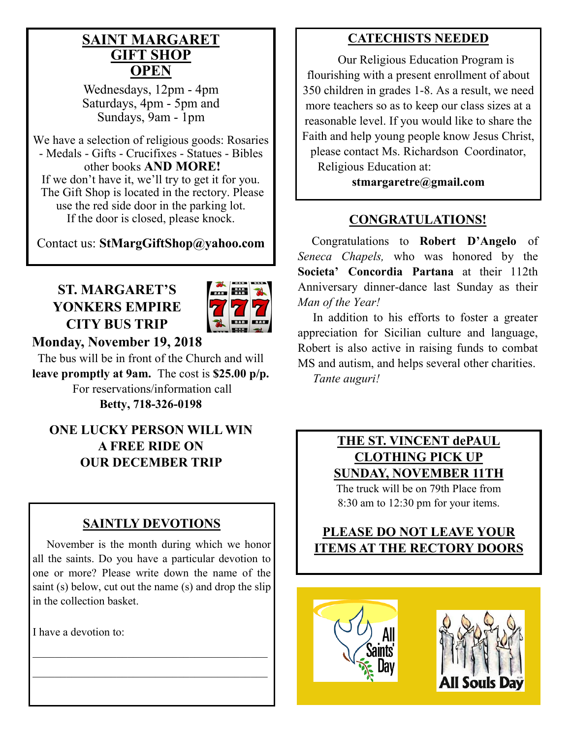## SAINT MARGARET GIFT SHOP OPEN

Wednesdays, 12pm - 4pm
Saturdays, 4pm - 5pm and
Sundays, 9am - 1pm

We have a selection of religious goods: Rosaries - Medals - Gifts - Crucifixes - Statues - Bibles other books **AND MORE!**
If we don't have it, we'll try to get it for you.
The Gift Shop is located in the rectory. Please use the red side door in the parking lot.
If the door is closed, please knock.

Contact us: **StMargGiftShop@yahoo.com**

## ST. MARGARET'S YONKERS EMPIRE CITY BUS TRIP

**Monday, November 19, 2018**

The bus will be in front of the Church and will **leave promptly at 9am.** The cost is **$25.00 p/p.**
For reservations/information call
**Betty, 718-326-0198**

**ONE LUCKY PERSON WILL WIN A FREE RIDE ON OUR DECEMBER TRIP**

## SAINTLY DEVOTIONS

November is the month during which we honor all the saints. Do you have a particular devotion to one or more? Please write down the name of the saint (s) below, cut out the name (s) and drop the slip in the collection basket.

I have a devotion to:

\_\_\_\_\_\_\_\_\_\_\_\_\_\_\_\_\_\_\_\_\_\_\_\_\_\_\_\_\_\_\_\_\_\_\_\_\_\_\_\_

\_\_\_\_\_\_\_\_\_\_\_\_\_\_\_\_\_\_\_\_\_\_\_\_\_\_\_\_\_\_\_\_\_\_\_\_\_\_\_\_

## CATECHISTS NEEDED

Our Religious Education Program is flourishing with a present enrollment of about 350 children in grades 1-8. As a result, we need more teachers so as to keep our class sizes at a reasonable level. If you would like to share the Faith and help young people know Jesus Christ, please contact Ms. Richardson Coordinator, Religious Education at:

**stmargaretre@gmail.com**

## CONGRATULATIONS!

Congratulations to **Robert D'Angelo** of *Seneca Chapels,* who was honored by the **Societa' Concordia Partana** at their 112th Anniversary dinner-dance last Sunday as their *Man of the Year!*

In addition to his efforts to foster a greater appreciation for Sicilian culture and language, Robert is also active in raising funds to combat MS and autism, and helps several other charities.

*Tante auguri!*

## THE ST. VINCENT dePAUL CLOTHING PICK UP SUNDAY, NOVEMBER 11TH

The truck will be on 79th Place from 8:30 am to 12:30 pm for your items.

**PLEASE DO NOT LEAVE YOUR ITEMS AT THE RECTORY DOORS**

All Saints' Day

All Souls Day